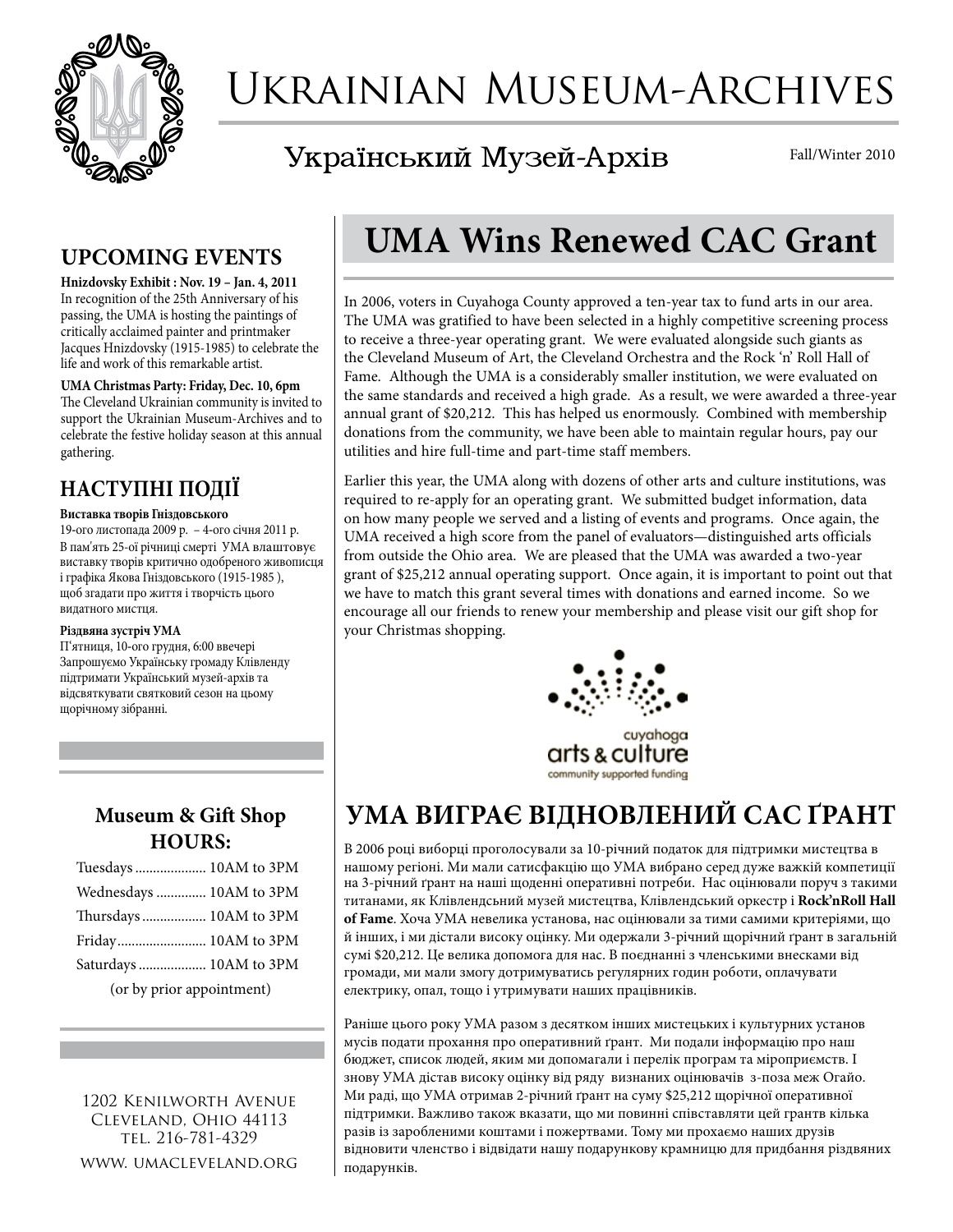# Ukrainian Museum-Archives

## Український Музей-Архів

Fall/Winter 2010

## UPCOMING EVENTS

**Hnizdovsky Exhibit : Nov. 19 – Jan. 4, 2011**
In recognition of the 25th Anniversary of his passing, the UMA is hosting the paintings of critically acclaimed painter and printmaker Jacques Hnizdovsky (1915-1985) to celebrate the life and work of this remarkable artist.

**UMA Christmas Party: Friday, Dec. 10, 6pm**
The Cleveland Ukrainian community is invited to support the Ukrainian Museum-Archives and to celebrate the festive holiday season at this annual gathering.

## НАСТУПНІ ПОДІЇ

**Виставка творів Гніздовського**
19-ого листопада 2009 р. – 4-ого січня 2011 р.
В пам'ять 25-ої річниці смерті УМА влаштовує виставку творів критично одобреного живописця і графіка Якова Гніздовського (1915-1985 ), щоб згадати про життя і творчість цього видатного мистця.

**Різдвяна зустріч УМА**
П'ятниця, 10-ого грудня, 6:00 ввечері
Запрошуємо Українську громаду Клівленду підтримати Український музей-архів та відсвяткувати святковий сезон на цьому щорічному зібранні.

### Museum & Gift Shop HOURS:

| | |
|---|---|
| Tuesdays | 10AM to 3PM |
| Wednesdays | 10AM to 3PM |
| Thursdays | 10AM to 3PM |
| Friday | 10AM to 3PM |
| Saturdays | 10AM to 3PM |

(or by prior appointment)

1202 Kenilworth Avenue
Cleveland, Ohio 44113
tel. 216-781-4329
www. umacleveland.org

# UMA Wins Renewed CAC Grant

In 2006, voters in Cuyahoga County approved a ten-year tax to fund arts in our area. The UMA was gratified to have been selected in a highly competitive screening process to receive a three-year operating grant. We were evaluated alongside such giants as the Cleveland Museum of Art, the Cleveland Orchestra and the Rock 'n' Roll Hall of Fame. Although the UMA is a considerably smaller institution, we were evaluated on the same standards and received a high grade. As a result, we were awarded a three-year annual grant of $20,212. This has helped us enormously. Combined with membership donations from the community, we have been able to maintain regular hours, pay our utilities and hire full-time and part-time staff members.

Earlier this year, the UMA along with dozens of other arts and culture institutions, was required to re-apply for an operating grant. We submitted budget information, data on how many people we served and a listing of events and programs. Once again, the UMA received a high score from the panel of evaluators—distinguished arts officials from outside the Ohio area. We are pleased that the UMA was awarded a two-year grant of $25,212 annual operating support. Once again, it is important to point out that we have to match this grant several times with donations and earned income. So we encourage all our friends to renew your membership and please visit our gift shop for your Christmas shopping.

cuyahoga
arts & culture
community supported funding

# УМА ВИГРАЄ ВІДНОВЛЕНИЙ CAC ҐРАНТ

В 2006 році виборці проголосували за 10-річний податок для підтримки мистецтва в нашому регіоні. Ми мали сатисфакцію що УМА вибрано серед дуже важкій компетиції на 3-річний ґрант на наші щоденні оперативні потреби. Нас оцінювали поруч з такими титанами, як Клівлендсьний музей мистецтва, Клівлендський оркестр і **Rock'nRoll Hall of Fame**. Хоча УМА невелика установа, нас оцінювали за тими самими критеріями, що й інших, і ми дістали високу оцінку. Ми одержали 3-річний щорічний грант в загальній сумі $20,212. Це велика допомога для нас. В поєднанні з членськими внесками від громади, ми мали змогу дотримуватись регулярних годин роботи, оплачувати електрику, опал, тощо і утримувати наших працівників.

Раніше цього року УМА разом з десятком інших мистецьких і культурних установ мусів подати прохання про оперативний ґрант. Ми подали інформацію про наш бюджет, список людей, яким ми допомагали і перелік програм та міроприємств. І знову УМА дістав високу оцінку від ряду визнаних оцінювачів з-поза меж Огайо. Ми раді, що УМА отримав 2-річний ґрант на суму $25,212 щорічної оперативної підтримки. Важливо також вказати, що ми повинні співставляти цей грантв кілька разів із заробленими коштами і пожертвами. Тому ми прохаємо наших друзів відновити членство і відвідати нашу подарункову крамницю для придбання різдвяних подарунків.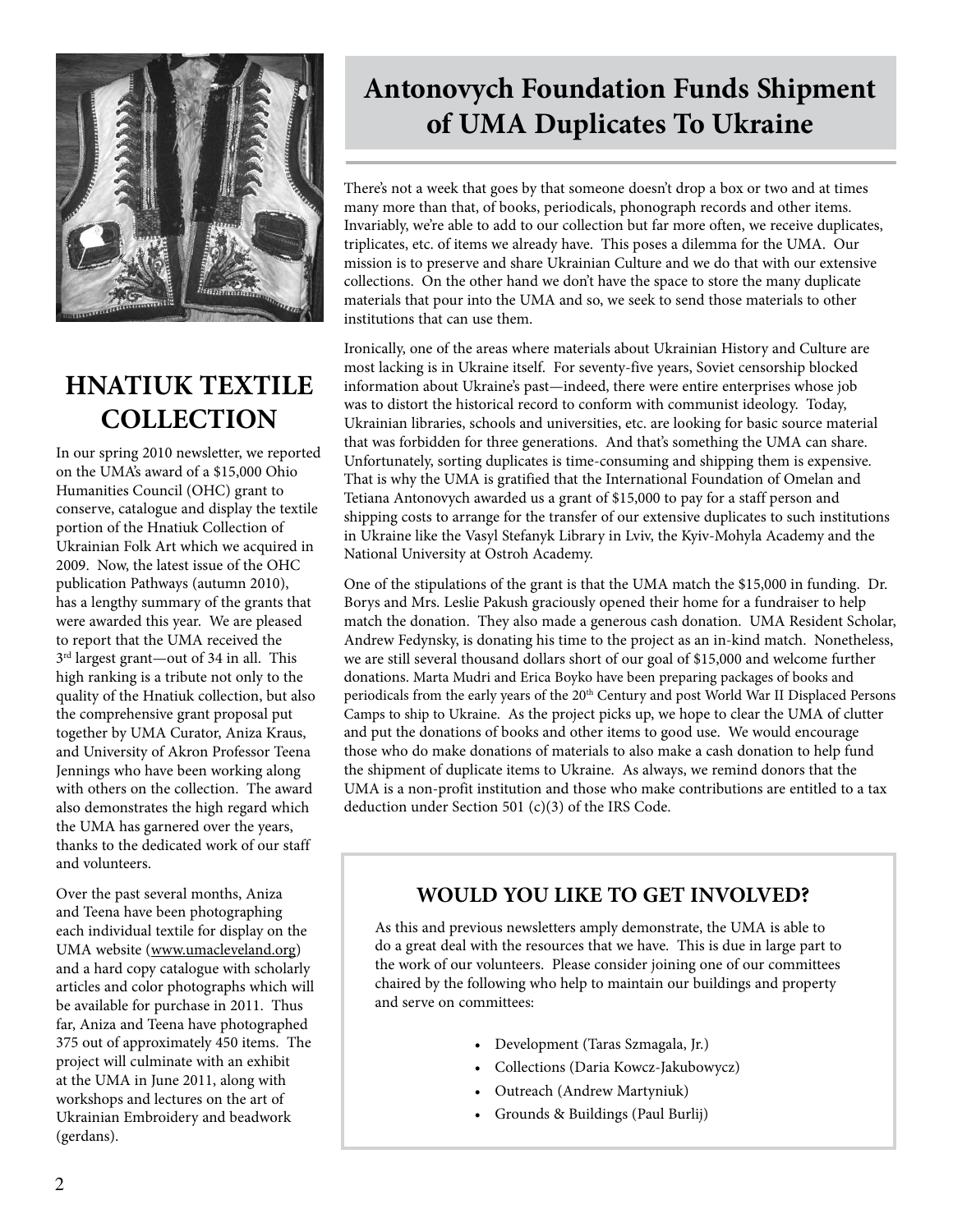# HNATIUK TEXTILE COLLECTION

In our spring 2010 newsletter, we reported on the UMA's award of a $15,000 Ohio Humanities Council (OHC) grant to conserve, catalogue and display the textile portion of the Hnatiuk Collection of Ukrainian Folk Art which we acquired in 2009. Now, the latest issue of the OHC publication Pathways (autumn 2010), has a lengthy summary of the grants that were awarded this year. We are pleased to report that the UMA received the 3rd largest grant—out of 34 in all. This high ranking is a tribute not only to the quality of the Hnatiuk collection, but also the comprehensive grant proposal put together by UMA Curator, Aniza Kraus, and University of Akron Professor Teena Jennings who have been working along with others on the collection. The award also demonstrates the high regard which the UMA has garnered over the years, thanks to the dedicated work of our staff and volunteers.

Over the past several months, Aniza and Teena have been photographing each individual textile for display on the UMA website (www.umacleveland.org) and a hard copy catalogue with scholarly articles and color photographs which will be available for purchase in 2011. Thus far, Aniza and Teena have photographed 375 out of approximately 450 items. The project will culminate with an exhibit at the UMA in June 2011, along with workshops and lectures on the art of Ukrainian Embroidery and beadwork (gerdans).

# Antonovych Foundation Funds Shipment of UMA Duplicates To Ukraine

There's not a week that goes by that someone doesn't drop a box or two and at times many more than that, of books, periodicals, phonograph records and other items. Invariably, we're able to add to our collection but far more often, we receive duplicates, triplicates, etc. of items we already have. This poses a dilemma for the UMA. Our mission is to preserve and share Ukrainian Culture and we do that with our extensive collections. On the other hand we don't have the space to store the many duplicate materials that pour into the UMA and so, we seek to send those materials to other institutions that can use them.

Ironically, one of the areas where materials about Ukrainian History and Culture are most lacking is in Ukraine itself. For seventy-five years, Soviet censorship blocked information about Ukraine's past—indeed, there were entire enterprises whose job was to distort the historical record to conform with communist ideology. Today, Ukrainian libraries, schools and universities, etc. are looking for basic source material that was forbidden for three generations. And that's something the UMA can share. Unfortunately, sorting duplicates is time-consuming and shipping them is expensive. That is why the UMA is gratified that the International Foundation of Omelan and Tetiana Antonovych awarded us a grant of $15,000 to pay for a staff person and shipping costs to arrange for the transfer of our extensive duplicates to such institutions in Ukraine like the Vasyl Stefanyk Library in Lviv, the Kyiv-Mohyla Academy and the National University at Ostroh Academy.

One of the stipulations of the grant is that the UMA match the $15,000 in funding. Dr. Borys and Mrs. Leslie Pakush graciously opened their home for a fundraiser to help match the donation. They also made a generous cash donation. UMA Resident Scholar, Andrew Fedynsky, is donating his time to the project as an in-kind match. Nonetheless, we are still several thousand dollars short of our goal of $15,000 and welcome further donations. Marta Mudri and Erica Boyko have been preparing packages of books and periodicals from the early years of the 20th Century and post World War II Displaced Persons Camps to ship to Ukraine. As the project picks up, we hope to clear the UMA of clutter and put the donations of books and other items to good use. We would encourage those who do make donations of materials to also make a cash donation to help fund the shipment of duplicate items to Ukraine. As always, we remind donors that the UMA is a non-profit institution and those who make contributions are entitled to a tax deduction under Section 501 (c)(3) of the IRS Code.

## WOULD YOU LIKE TO GET INVOLVED?

As this and previous newsletters amply demonstrate, the UMA is able to do a great deal with the resources that we have. This is due in large part to the work of our volunteers. Please consider joining one of our committees chaired by the following who help to maintain our buildings and property and serve on committees:

- Development (Taras Szmagala, Jr.)
- Collections (Daria Kowcz-Jakubowycz)
- Outreach (Andrew Martyniuk)
- Grounds & Buildings (Paul Burlij)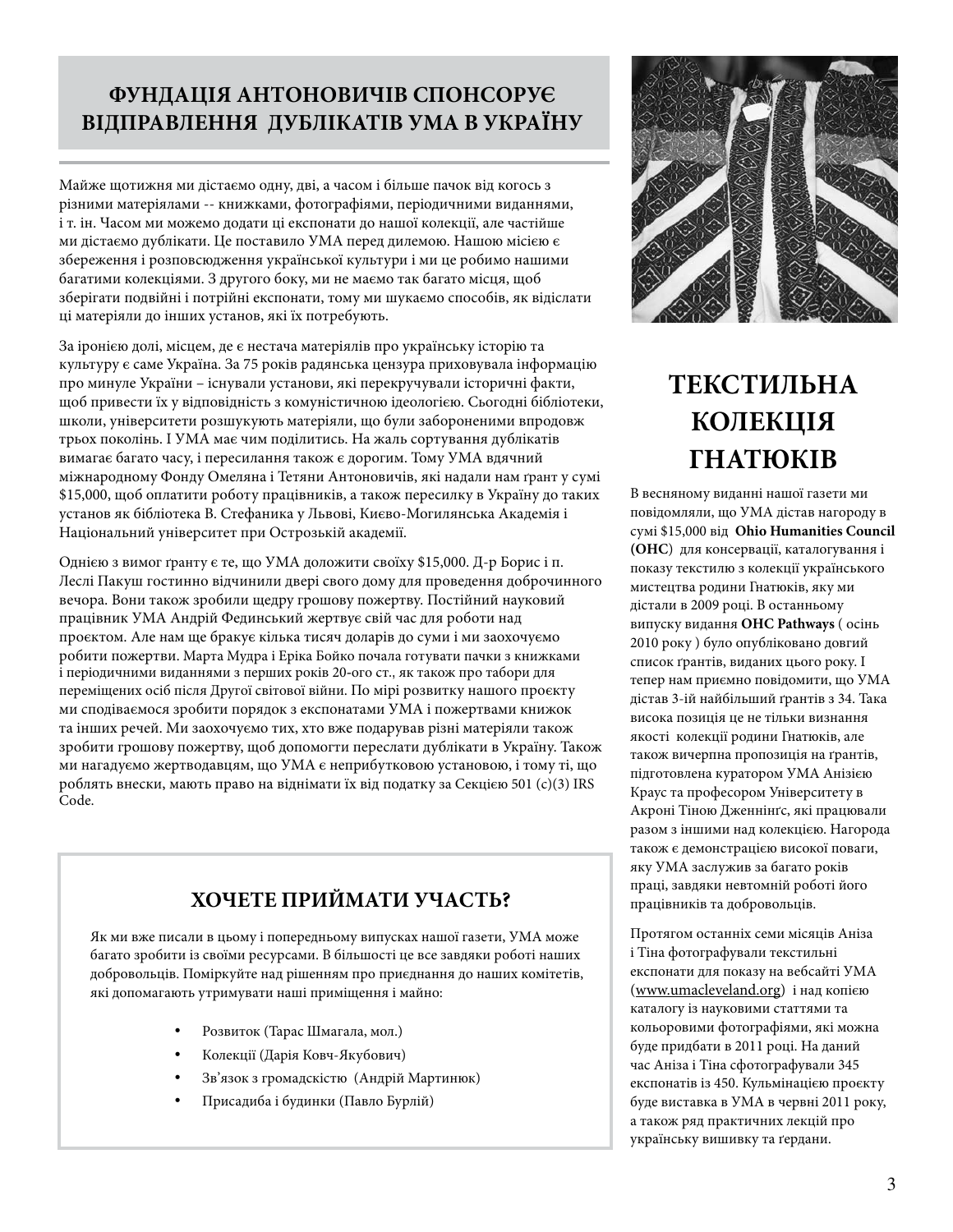## ФУНДАЦІЯ АНТОНОВИЧІВ СПОНСОРУЄ ВІДПРАВЛЕННЯ ДУБЛІКАТІВ УМА В УКРАЇНУ

Майже щотижня ми дістаємо одну, дві, а часом і більше пачок від когось з різними матеріялами -- книжками, фотографіями, періодичними виданнями, і т. ін. Часом ми можемо додати ці експонати до нашої колекції, але частійше ми дістаємо дублікати. Це поставило УМА перед дилемою. Нашою місією є збереження і розповсюдження української культури і ми це робимо нашими багатими колекціями. З другого боку, ми не маємо так багато місця, щоб зберігати подвійні і потрійні експонати, тому ми шукаємо способів, як відіслати ці матеріяли до інших установ, які їх потребують.

За іронією долі, місцем, де є нестача матеріялів про українську історію та культуру є саме Україна. За 75 років радянська цензура приховувала інформацію про минуле України – існували установи, які перекручували історичні факти, щоб привести їх у відповідність з комуністичною ідеологією. Сьогодні бібліотеки, школи, університети розшукують матеріяли, що були забороненими впродовж трьох поколінь. І УМА має чим поділитись. На жаль сортування дублікатів вимагає багато часу, і пересилання також є дорогим. Тому УМА вдячний міжнародному Фонду Омеляна і Тетяни Антоновичів, які надали нам ґрант у сумі $15,000, щоб оплатити роботу працівників, а також пересилку в Україну до таких установ як бібліотека В. Стефаника у Львові, Києво-Могилянська Академія і Національний університет при Острозькій академії.

Однією з вимог ґранту є те, що УМА доложить своїху $15,000. Д-р Борис і п. Леслі Пакуш гостинно відчинили двері свого дому для проведення доброчинного вечора. Вони також зробили щедру грошову пожертву. Постійний науковий працівник УМА Андрій Фединський жертвує свій час для роботи над проєктом. Але нам ще бракує кілька тисяч доларів до суми і ми заохочуємо робити пожертви. Марта Мудра і Еріка Бойко почала готувати пачки з книжками і періодичними виданнями з перших років 20-ого ст., як також про табори для переміщених осіб після Другої світової війни. По мірі розвитку нашого проєкту ми сподіваємося зробити порядок з експонатами УМА і пожертвами книжок та інших речей. Ми заохочуємо тих, хто вже подарував різні матеріяли також зробити грошову пожертву, щоб допомогти переслати дублікати в Україну. Також ми нагадуємо жертводавцям, що УМА є неприбутковою установою, і тому ті, що роблять внески, мають право на віднімати їх від податку за Секцією 501 (c)(3) IRS Code.

### ХОЧЕТЕ ПРИЙМАТИ УЧАСТЬ?

Як ми вже писали в цьому і попередньому випусках нашої газети, УМА може багато зробити із своїми ресурсами. В більшості це все завдяки роботі наших добровольців. Поміркуйте над рішенням про приєднання до наших комітетів, які допомагають утримувати наші приміщення і майно:

- Розвиток (Тарас Шмагала, мол.)
- Колекції (Дарія Ковч-Якубович)
- Зв'язок з громадскістю (Андрій Мартинюк)
- Присадиба і будинки (Павло Бурлій)

## ТЕКСТИЛЬНА КОЛЕКЦІЯ ГНАТЮКІВ

В весняному виданні нашої газети ми повідомляли, що УМА дістав нагороду в сумі $15,000 від **Ohio Humanities Council (OHC**) для консервації, каталогування і показу текстилю з колекції українського мистецтва родини Гнатюків, яку ми дістали в 2009 році. В останньому випуску видання **OHC Pathways** ( осінь 2010 року ) було опубліковано довгий список ґрантів, виданих цього року. І тепер нам приємно повідомити, що УМА дістав 3-ій найбільший ґрантів з 34. Така висока позиція це не тільки визнання якості колекції родини Гнатюків, але також вичерпна пропозиція на ґрантів, підготовлена куратором УМА Анізією Краус та професором Університету в Акроні Тіною Дженнінґс, які працювали разом з іншими над колекцією. Нагорода також є демонстрацією високої поваги, яку УМА заслужив за багато років праці, завдяки невтомній роботі його працівників та добровольців.

Протягом останніх семи місяців Аниза і Тіна фотографували текстильні експонати для показу на вебсайті УМА (www.umacleveland.org) і над копією каталогу із науковими статтями та кольоровими фотографіями, які можна буде придбати в 2011 році. На даний час Аниза і Тіна сфотографували 345 експонатів із 450. Кульмінацією проєкту буде виставка в УМА в червні 2011 року, а також ряд практичних лекцій про українську вишивку та ґердани.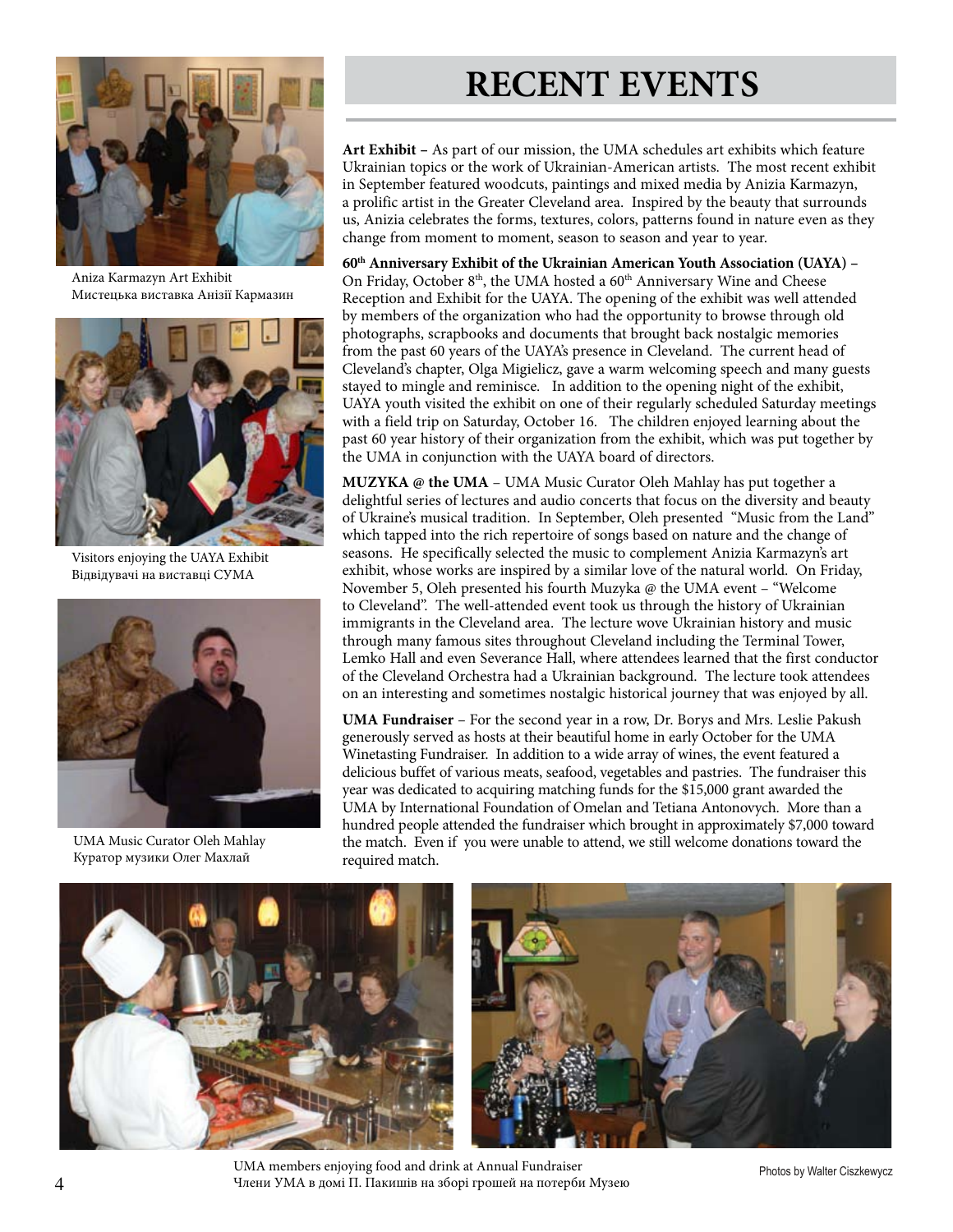# RECENT EVENTS

Aniza Karmazyn Art Exhibit
Мистецька виставка Анізії Кармазин

Visitors enjoying the UAYA Exhibit
Відвідувачі на виставці СУМА

UMA Music Curator Oleh Mahlay
Куратор музики Олег Махлай

**Art Exhibit** – As part of our mission, the UMA schedules art exhibits which feature Ukrainian topics or the work of Ukrainian-American artists. The most recent exhibit in September featured woodcuts, paintings and mixed media by Anizia Karmazyn, a prolific artist in the Greater Cleveland area. Inspired by the beauty that surrounds us, Anizia celebrates the forms, textures, colors, patterns found in nature even as they change from moment to moment, season to season and year to year.

**60th Anniversary Exhibit of the Ukrainian American Youth Association (UAYA)** – On Friday, October 8th, the UMA hosted a 60th Anniversary Wine and Cheese Reception and Exhibit for the UAYA. The opening of the exhibit was well attended by members of the organization who had the opportunity to browse through old photographs, scrapbooks and documents that brought back nostalgic memories from the past 60 years of the UAYA's presence in Cleveland. The current head of Cleveland's chapter, Olga Migielicz, gave a warm welcoming speech and many guests stayed to mingle and reminisce. In addition to the opening night of the exhibit, UAYA youth visited the exhibit on one of their regularly scheduled Saturday meetings with a field trip on Saturday, October 16. The children enjoyed learning about the past 60 year history of their organization from the exhibit, which was put together by the UMA in conjunction with the UAYA board of directors.

**MUZYKA @ the UMA** – UMA Music Curator Oleh Mahlay has put together a delightful series of lectures and audio concerts that focus on the diversity and beauty of Ukraine's musical tradition. In September, Oleh presented "Music from the Land" which tapped into the rich repertoire of songs based on nature and the change of seasons. He specifically selected the music to complement Anizia Karmazyn's art exhibit, whose works are inspired by a similar love of the natural world. On Friday, November 5, Oleh presented his fourth Muzyka @ the UMA event – "Welcome to Cleveland". The well-attended event took us through the history of Ukrainian immigrants in the Cleveland area. The lecture wove Ukrainian history and music through many famous sites throughout Cleveland including the Terminal Tower, Lemko Hall and even Severance Hall, where attendees learned that the first conductor of the Cleveland Orchestra had a Ukrainian background. The lecture took attendees on an interesting and sometimes nostalgic historical journey that was enjoyed by all.

**UMA Fundraiser** – For the second year in a row, Dr. Borys and Mrs. Leslie Pakush generously served as hosts at their beautiful home in early October for the UMA Winetasting Fundraiser. In addition to a wide array of wines, the event featured a delicious buffet of various meats, seafood, vegetables and pastries. The fundraiser this year was dedicated to acquiring matching funds for the $15,000 grant awarded the UMA by International Foundation of Omelan and Tetiana Antonovych. More than a hundred people attended the fundraiser which brought in approximately $7,000 toward the match. Even if you were unable to attend, we still welcome donations toward the required match.

UMA members enjoying food and drink at Annual Fundraiser
Члени УМА в домі П. Пакишів на зборі грошей на потерби Музею

Photos by Walter Ciszkewycz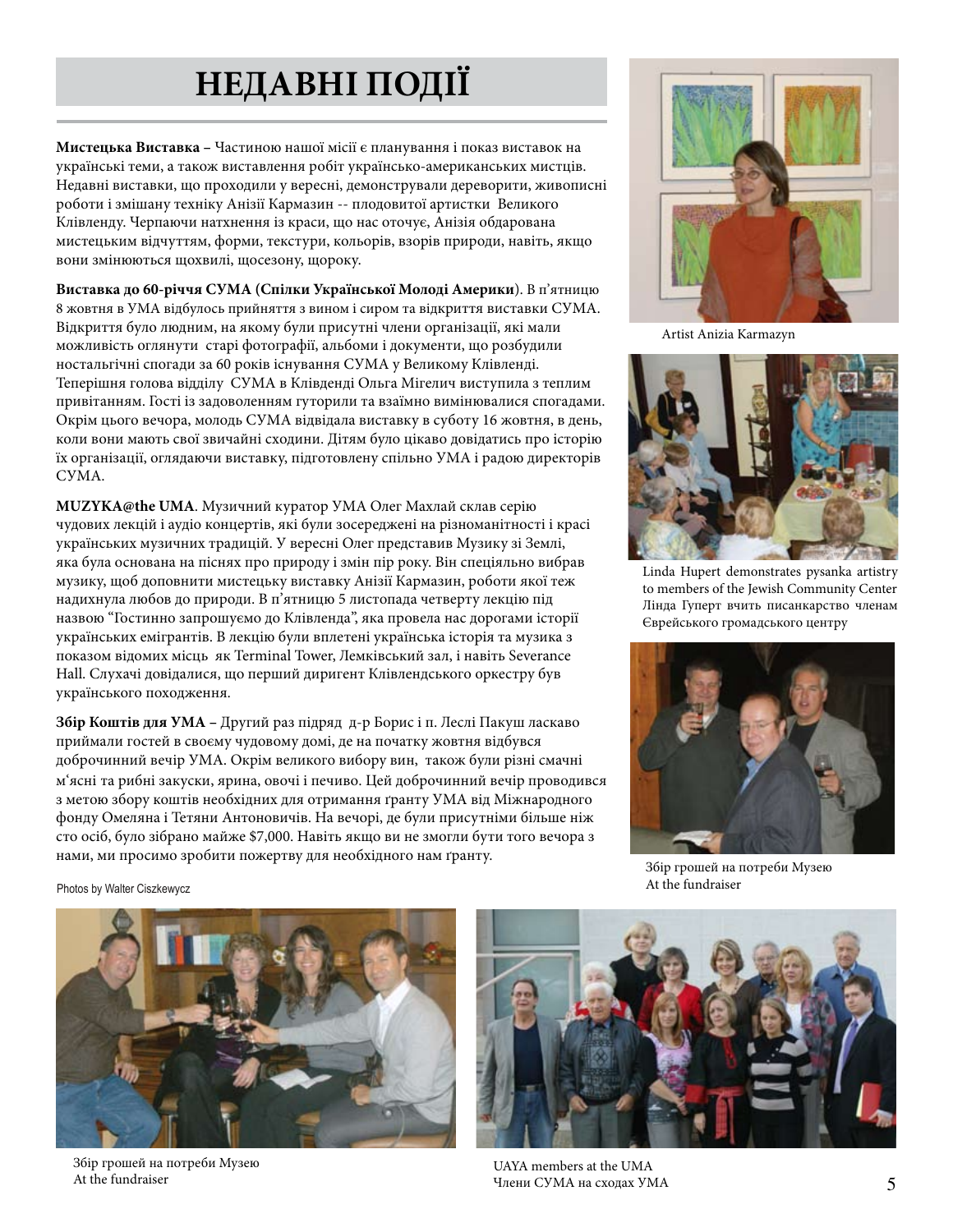# НЕДАВНІ ПОДІЇ

**Мистецька Виставка –** Частиною нашої місії є планування і показ виставок на українські теми, а також виставлення робіт українсько-американських мистців. Недавні виставки, що проходили у вересні, демонстрували дереворити, живописні роботи і змішану техніку Анізії Кармазин -- плодовитої артистки Великого Клівленду. Черпаючи натхнення із краси, що нас оточує, Анізія обдарована мистецьким відчуттям, форми, текстури, кольорів, взорів природи, навіть, якщо вони змінюються щохвилі, щосезону, щороку.

**Виставка до 60-річчя СУМА (Спілки Української Молоді Америки)**. В п'ятницю 8 жовтня в УМА відбулось прийняття з вином і сиром та відкриття виставки СУМА. Відкриття було людним, на якому були присутні члени організації, які мали можливість оглянути старі фотографії, альбоми і документи, що розбудили ностальгічні спогади за 60 років існування СУМА у Великому Клівленді. Теперішня голова відділу СУМА в Клівленді Ольга Мігелич виступила з теплим привітанням. Гості із задоволенням гуторили та взаємно вимінювалися спогадами. Окрім цього вечора, молодь СУМА відвідала виставку в суботу 16 жовтня, в день, коли вони мають свої звичайні сходини. Дітям було цікаво довідатись про історію їх організації, оглядаючи виставку, підготовлену спільно УМА і радою директорів СУМА.

**MUZYKA@the UMA**. Музичний куратор УМА Олег Махлай склав серію чудових лекцій і аудіо концертів, які були зосереджені на різноманітності і красі українських музичних традицій. У вересні Олег представив Музику зі Землі, яка була основана на піснях про природу і змін пір року. Він спеціяльно вибрав музику, щоб доповнити мистецьку виставку Анізії Кармазин, роботи якої теж надихнула любов до природи. В п'ятницю 5 листопада четверту лекцію під назвою "Гостинно запрошуємо до Клівленда", яка провела нас дорогами історії українських емігрантів. В лекцію були вплетені українська історія та музика з показом відомих місць як Terminal Tower, Лемківський зал, і навіть Severance Hall. Слухачі довідалися, що перший дириґент Клівлендського оркестру був українського походження.

**Збір Коштів для УМА –** Другий раз підряд д-р Борис і п. Леслі Пакуш ласкаво приймали гостей в своєму чудовому домі, де на початку жовтня відбувся доброчинний вечір УМА. Окрім великого вибору вин, також були різні смачні м'ясні та рибні закуски, ярина, овочі і печиво. Цей доброчинний вечір проводився з метою збору коштів необхідних для отримання ґранту УМА від Міжнародного фонду Омеляна і Тетяни Антоновичів. На вечорі, де були присутніми більше ніж сто осіб, було зібрано майже $7,000. Навіть якщо ви не змогли бути того вечора з нами, ми просимо зробити пожертву для необхідного нам ґранту.

Artist Anizia Karmazyn

Linda Hupert demonstrates pysanka artistry to members of the Jewish Community Center
Лінда Гуперт вчить писанкарство членам Єврейського громадського центру

Збір грошей на потреби Музею
At the fundraiser

Photos by Walter Ciszkewycz

Збір грошей на потреби Музею
At the fundraiser

UAYA members at the UMA
Члени СУМА на сходах УМА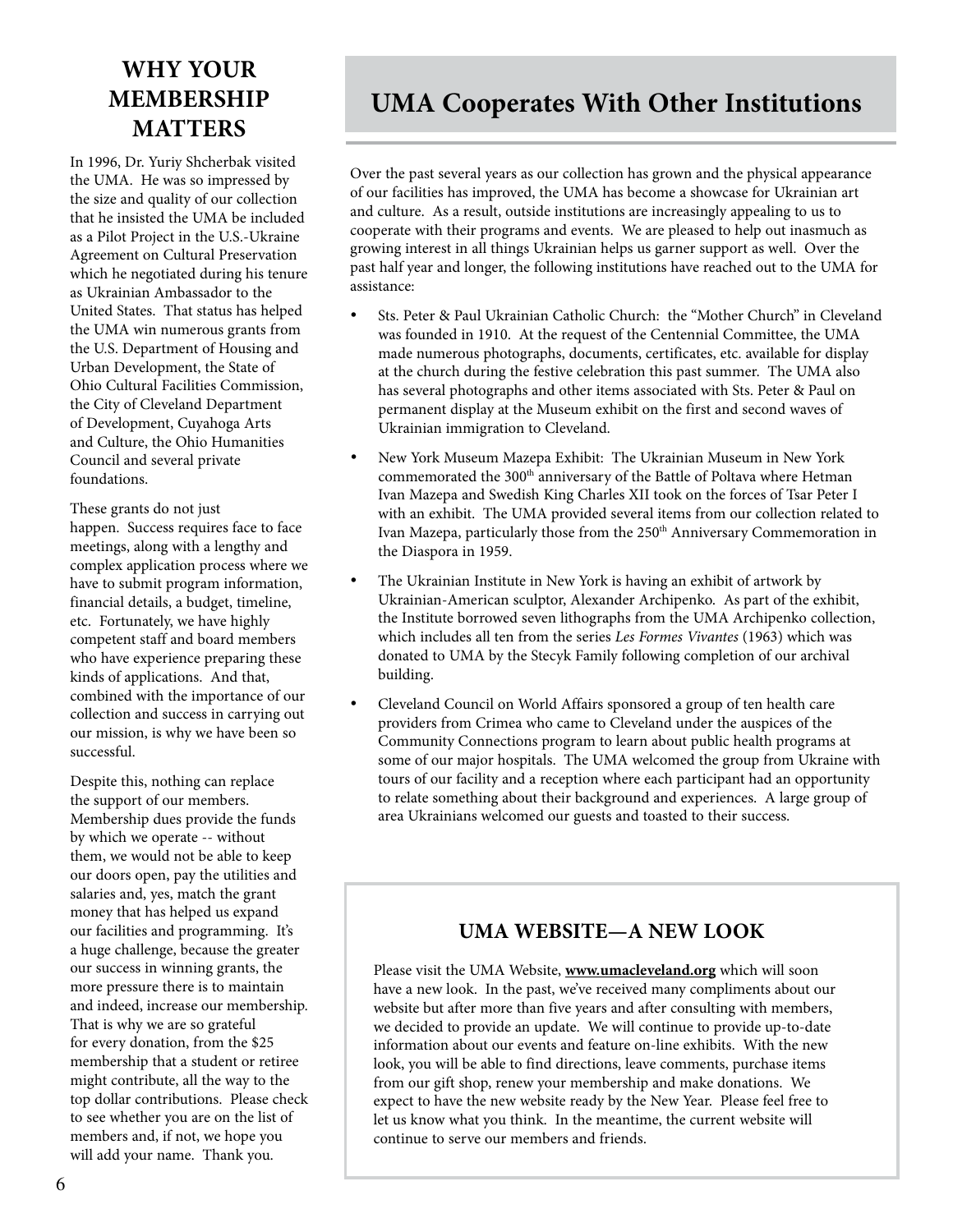## WHY YOUR MEMBERSHIP MATTERS

In 1996, Dr. Yuriy Shcherbak visited the UMA. He was so impressed by the size and quality of our collection that he insisted the UMA be included as a Pilot Project in the U.S.-Ukraine Agreement on Cultural Preservation which he negotiated during his tenure as Ukrainian Ambassador to the United States. That status has helped the UMA win numerous grants from the U.S. Department of Housing and Urban Development, the State of Ohio Cultural Facilities Commission, the City of Cleveland Department of Development, Cuyahoga Arts and Culture, the Ohio Humanities Council and several private foundations.

These grants do not just happen. Success requires face to face meetings, along with a lengthy and complex application process where we have to submit program information, financial details, a budget, timeline, etc. Fortunately, we have highly competent staff and board members who have experience preparing these kinds of applications. And that, combined with the importance of our collection and success in carrying out our mission, is why we have been so successful.

Despite this, nothing can replace the support of our members. Membership dues provide the funds by which we operate -- without them, we would not be able to keep our doors open, pay the utilities and salaries and, yes, match the grant money that has helped us expand our facilities and programming. It's a huge challenge, because the greater our success in winning grants, the more pressure there is to maintain and indeed, increase our membership. That is why we are so grateful for every donation, from the $25 membership that a student or retiree might contribute, all the way to the top dollar contributions. Please check to see whether you are on the list of members and, if not, we hope you will add your name. Thank you.

# UMA Cooperates With Other Institutions

Over the past several years as our collection has grown and the physical appearance of our facilities has improved, the UMA has become a showcase for Ukrainian art and culture. As a result, outside institutions are increasingly appealing to us to cooperate with their programs and events. We are pleased to help out inasmuch as growing interest in all things Ukrainian helps us garner support as well. Over the past half year and longer, the following institutions have reached out to the UMA for assistance:

- Sts. Peter & Paul Ukrainian Catholic Church: the "Mother Church" in Cleveland was founded in 1910. At the request of the Centennial Committee, the UMA made numerous photographs, documents, certificates, etc. available for display at the church during the festive celebration this past summer. The UMA also has several photographs and other items associated with Sts. Peter & Paul on permanent display at the Museum exhibit on the first and second waves of Ukrainian immigration to Cleveland.
- New York Museum Mazepa Exhibit: The Ukrainian Museum in New York commemorated the 300th anniversary of the Battle of Poltava where Hetman Ivan Mazepa and Swedish King Charles XII took on the forces of Tsar Peter I with an exhibit. The UMA provided several items from our collection related to Ivan Mazepa, particularly those from the 250th Anniversary Commemoration in the Diaspora in 1959.
- The Ukrainian Institute in New York is having an exhibit of artwork by Ukrainian-American sculptor, Alexander Archipenko. As part of the exhibit, the Institute borrowed seven lithographs from the UMA Archipenko collection, which includes all ten from the series *Les Formes Vivantes* (1963) which was donated to UMA by the Stecyk Family following completion of our archival building.
- Cleveland Council on World Affairs sponsored a group of ten health care providers from Crimea who came to Cleveland under the auspices of the Community Connections program to learn about public health programs at some of our major hospitals. The UMA welcomed the group from Ukraine with tours of our facility and a reception where each participant had an opportunity to relate something about their background and experiences. A large group of area Ukrainians welcomed our guests and toasted to their success.

## UMA WEBSITE—A NEW LOOK

Please visit the UMA Website, **www.umacleveland.org** which will soon have a new look. In the past, we've received many compliments about our website but after more than five years and after consulting with members, we decided to provide an update. We will continue to provide up-to-date information about our events and feature on-line exhibits. With the new look, you will be able to find directions, leave comments, purchase items from our gift shop, renew your membership and make donations. We expect to have the new website ready by the New Year. Please feel free to let us know what you think. In the meantime, the current website will continue to serve our members and friends.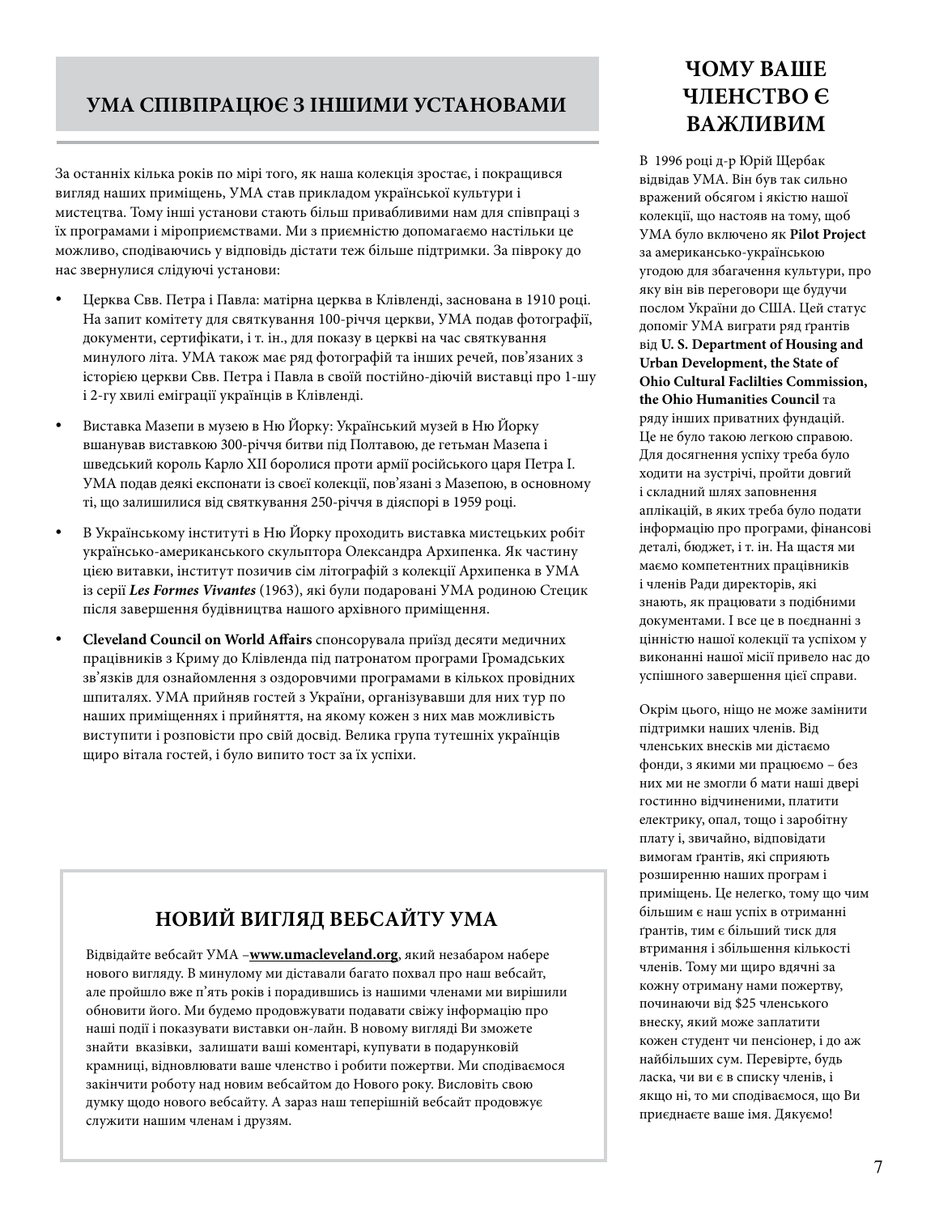## УМА СПІВПРАЦЮЄ З ІНШИМИ УСТАНОВАМИ

За останніх кілька років по мірі того, як наша колекція зростає, і покращився вигляд наших приміщень, УМА став прикладом української культури і мистецтва. Тому інші установи стають більш привабливими нам для співпраці з їх програмами і міроприємствами. Ми з приємністю допомагаємо настільки це можливо, сподіваючись у відповідь дістати теж більше підтримки. За півроку до нас звернулися слідуючі установи:

- Церква Свв. Петра і Павла: матірна церква в Клівленді, заснована в 1910 році. На запит комітету для святкування 100-річчя церкви, УМА подав фотографії, документи, сертифікати, і т. ін., для показу в церкві на час святкування минулого літа. УМА також має ряд фотографій та інших речей, пов'язаних з історією церкви Свв. Петра і Павла в своїй постійно-діючій виставці про 1-шу і 2-гу хвилі еміграції українців в Клівленді.
- Виставка Мазепи в музею в Ню Йорку: Український музей в Ню Йорку вшанував виставкою 300-річчя битви під Полтавою, де гетьман Мазепа і шведський король Карло XII боролися проти армії російського царя Петра I. УМА подав деякі експонати із своєї колекції, пов'язані з Мазепою, в основному ті, що залишилися від святкування 250-річчя в діяспорі в 1959 році.
- В Українському інституті в Ню Йорку проходить виставка мистецьких робіт українсько-американського скульптора Олександра Архипенка. Як частину цією витавки, інститут позичив сім літографій з колекції Архипенка в УМА із серії ***Les Formes Vivantes*** (1963), які були подаровані УМА родиною Стецик після завершення будівництва нашого архівного приміщення.
- **Cleveland Council on World Affairs** спонсорувала приїзд десяти медичних працівників з Криму до Клівленда під патронатом програми Ґромадських зв'язків для ознайомлення з оздоровчими програмами в кількох провідних шпиталях. УМА прийняв гостей з України, організувавши для них тур по наших приміщеннях і прийняття, на якому кожен з них мав можливість виступити і розповісти про свій досвід. Велика група тутешніх українців щиро вітала гостей, і було випито тост за їх успіхи.

## НОВИЙ ВИГЛЯД ВЕБСАЙТУ УМА

Відвідайте вебсайт УМА –**www.umacleveland.org**, який незабаром набере нового вигляду. В минулому ми діставали багато похвал про наш вебсайт, але пройшло вже п'ять років і порадившись із нашими членами ми вирішили обновити його. Ми будемо продовжувати подавати свіжу інформацію про наші події і показувати виставки он-лайн. В новому вигляді Ви зможете знайти вказівки, залишати ваші коментарі, купувати в подарунковій крамниці, відновлювати ваше членство і робити пожертви. Ми сподіваємося закінчити роботу над новим вебсайтом до Нового року. Висловіть свою думку щодо нового вебсайту. А зараз наш теперішній вебсайт продовжує служити нашим членам і друзям.

## ЧОМУ ВАШЕ ЧЛЕНСТВО Є ВАЖЛИВИМ

В 1996 році д-р Юрій Щербак відвідав УМА. Він був так сильно вражений обсягом і якістю нашої колекції, що настояв на тому, щоб УМА було включено як **Pilot Project** за американсько-українською угодою для збагачення культури, про яку він вів переговори ще будучи послом України до США. Цей статус допоміг УМА виграти ряд ґрантів від **U. S. Department of Housing and Urban Development, the State of Ohio Cultural Faclilties Commission, the Ohio Humanities Council** та ряду інших приватних фундацій. Це не було такою легкою справою. Для досягнення успіху треба було ходити на зустрічі, пройти довгий і складний шлях заповнення аплікацій, в яких треба було подати інформацію про програми, фінансові деталі, бюджет, і т. ін. На щастя ми маємо компетентних працівників і членів Ради директорів, які знають, як працювати з подібними документами. І все це в поєднанні з цінністю нашої колекції та успіхом у виконанні нашої місії привело нас до успішного завершення цієї справи.

Окрім цього, ніщо не може замінити підтримки наших членів. Від членських внесків ми дістаємо фонди, з якими ми працюємо – без них ми не змогли б мати наші двері гостинно відчиненими, платити електрику, опал, тощо і заробітну плату і, звичайно, відповідати вимогам ґрантів, які сприяють розширенню наших програм і приміщень. Це нелегко, тому що чим більшим є наш успіх в отриманні ґрантів, тим є більший тиск для втримання і збільшення кількості членів. Тому ми щиро вдячні за кожну отриману нами пожертву, починаючи від $25 членського внеску, який може заплатити кожен студент чи пенсіонер, і до аж найбільших сум. Перевірте, будь ласка, чи ви є в списку членів, і якщо ні, то ми сподіваємося, що Ви приєднаєте ваше імя. Дякуємо!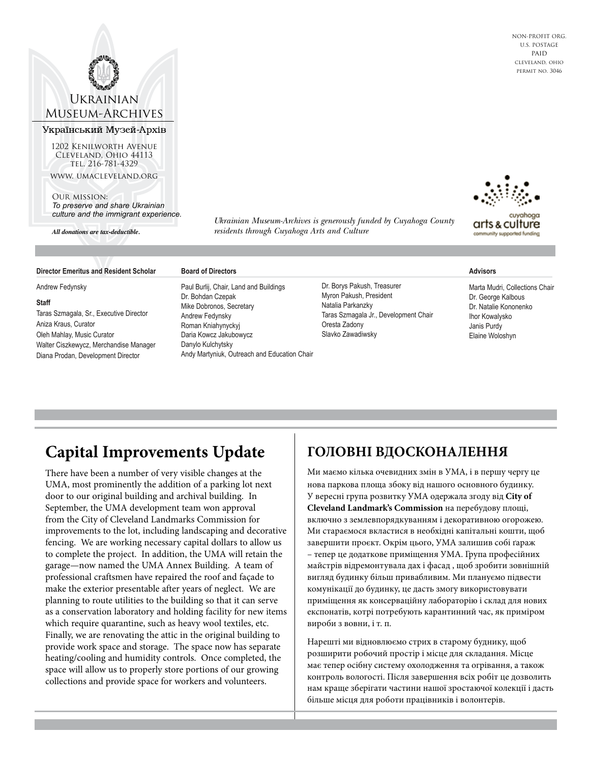NON-PROFIT ORG.
U.S. POSTAGE
PAID
CLEVELAND, OHIO
PERMIT NO. 3046

# Ukrainian Museum-Archives

Український Музей-Архів

1202 Kenilworth Avenue
Cleveland, Ohio 44113
tel. 216-781-4329

www. umacleveland.org

Our mission:
*To preserve and share Ukrainian culture and the immigrant experience.*

***All donations are tax-deductible.***

*Ukrainian Museum-Archives is generously funded by Cuyahoga County residents through Cuyahoga Arts and Culture*

cuyahoga arts & culture
community supported funding

**Director Emeritus and Resident Scholar**

Andrew Fedynsky

**Staff**

Taras Szmagala, Sr., Executive Director
Aniza Kraus, Curator
Oleh Mahlay, Music Curator
Walter Ciszkewycz, Merchandise Manager
Diana Prodan, Development Director

**Board of Directors**

Paul Burlij, Chair, Land and Buildings
Dr. Bohdan Czepak
Mike Dobronos, Secretary
Andrew Fedynsky
Roman Kniahynyckyj
Daria Kowcz Jakubowycz
Danylo Kulchytsky
Andy Martyniuk, Outreach and Education Chair
Dr. Borys Pakush, Treasurer
Myron Pakush, President
Natalia Parkanzky
Taras Szmagala Jr., Development Chair
Oresta Zadony
Slavko Zawadiwsky

**Advisors**

Marta Mudri, Collections Chair
Dr. George Kalbous
Dr. Natalie Kononenko
Ihor Kowalysko
Janis Purdy
Elaine Woloshyn

## Capital Improvements Update

There have been a number of very visible changes at the UMA, most prominently the addition of a parking lot next door to our original building and archival building. In September, the UMA development team won approval from the City of Cleveland Landmarks Commission for improvements to the lot, including landscaping and decorative fencing. We are working necessary capital dollars to allow us to complete the project. In addition, the UMA will retain the garage—now named the UMA Annex Building. A team of professional craftsmen have repaired the roof and façade to make the exterior presentable after years of neglect. We are planning to route utilities to the building so that it can serve as a conservation laboratory and holding facility for new items which require quarantine, such as heavy wool textiles, etc. Finally, we are renovating the attic in the original building to provide work space and storage. The space now has separate heating/cooling and humidity controls. Once completed, the space will allow us to properly store portions of our growing collections and provide space for workers and volunteers.

## ГОЛОВНІ ВДОСКОНАЛЕННЯ

Ми маємо кілька очевидних змін в УМА, і в першу чергу це нова паркова площа збоку від нашого основного будинку. У вересні група розвитку УМА одержала згоду від **City of Cleveland Landmark's Commission** на перебудову площі, включно з землевпорядкуванням і декоративною огорожею. Ми стараємося вкластися в необхідні капітальні кошти, щоб завершити проєкт. Окрім цього, УМА залишив собі ґараж – тепер це додаткове приміщення УМА. Група професійних майстрів відремонтувала дах і фасад , щоб зробити зовнішній вигляд будинку більш привабливим. Ми плануємо підвести комунікації до будинку, це дасть змогу використовувати приміщення як консерваційну лабораторію і склад для нових експонатів, котрі потребують карантинний час, як приміром вироби з вовни, і т. п.

Нарешті ми відновлюємо стрих в старому будинку, щоб розширити робочий простір і місце для складання. Місце має тепер осібну систему охолодження та огрівання, а також контроль вологості. Після завершення всіх робіт це дозволить нам краще зберігати частини нашої зростаючої колекції і дасть більше місця для роботи працівників і волонтерів.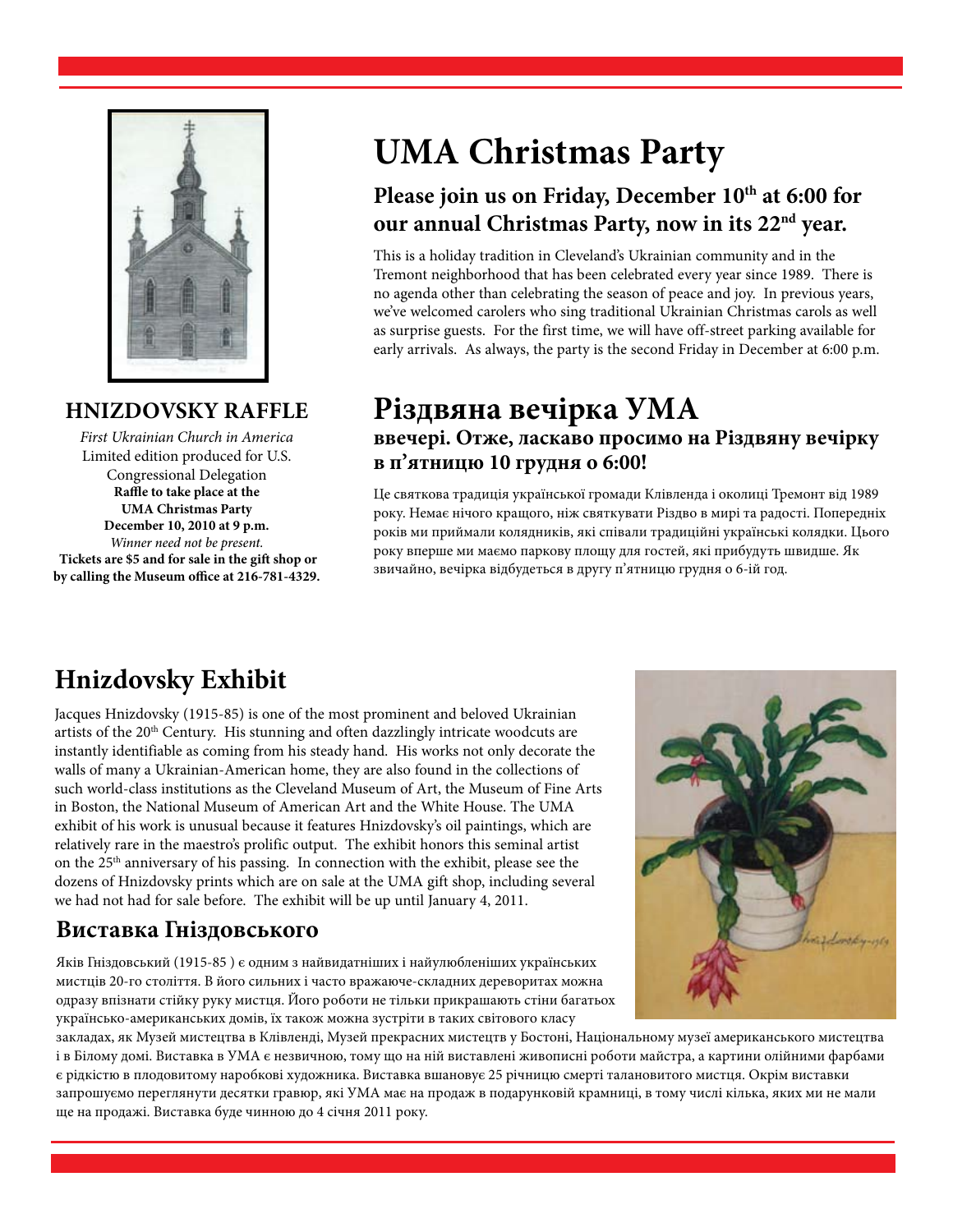## HNIZDOVSKY RAFFLE

*First Ukrainian Church in America*
Limited edition produced for U.S. Congressional Delegation
**Raffle to take place at the UMA Christmas Party December 10, 2010 at 9 p.m.**
*Winner need not be present.*
**Tickets are $5 and for sale in the gift shop or by calling the Museum office at 216-781-4329.**

# UMA Christmas Party

### Please join us on Friday, December 10th at 6:00 for our annual Christmas Party, now in its 22nd year.

This is a holiday tradition in Cleveland's Ukrainian community and in the Tremont neighborhood that has been celebrated every year since 1989. There is no agenda other than celebrating the season of peace and joy. In previous years, we've welcomed carolers who sing traditional Ukrainian Christmas carols as well as surprise guests. For the first time, we will have off-street parking available for early arrivals. As always, the party is the second Friday in December at 6:00 p.m.

# Різдвяна вечірка УМА

### ввечері. Отже, ласкаво просимо на Різдвяну вечірку в п'ятницю 10 грудня о 6:00!

Це святкова традиція української громади Клівленда і околиці Тремонт від 1989 року. Немає нічого кращого, ніж святкувати Різдво в мирі та радості. Попередніх років ми приймали колядників, які співали традиційні українські колядки. Цього року вперше ми маємо паркову площу для гостей, які прибудуть швидше. Як звичайно, вечірка відбудеться в другу п'ятницю грудня о 6-ій год.

## Hnizdovsky Exhibit

Jacques Hnizdovsky (1915-85) is one of the most prominent and beloved Ukrainian artists of the 20th Century. His stunning and often dazzlingly intricate woodcuts are instantly identifiable as coming from his steady hand. His works not only decorate the walls of many a Ukrainian-American home, they are also found in the collections of such world-class institutions as the Cleveland Museum of Art, the Museum of Fine Arts in Boston, the National Museum of American Art and the White House. The UMA exhibit of his work is unusual because it features Hnizdovsky's oil paintings, which are relatively rare in the maestro's prolific output. The exhibit honors this seminal artist on the 25th anniversary of his passing. In connection with the exhibit, please see the dozens of Hnizdovsky prints which are on sale at the UMA gift shop, including several we had not had for sale before. The exhibit will be up until January 4, 2011.

## Виставка Гніздовського

Яків Гніздовський (1915-85 ) є одним з найвидатніших і найулюбленіших українських мистців 20-го століття. В його сильних і часто вражаюче-складних дереворитах можна одразу впізнати стійку руку мистця. Його роботи не тільки прикрашають стіни багатьох українсько-американських домів, їх також можна зустріти в таких світового класу закладах, як Музей мистецтва в Клівленді, Музей прекрасних мистецтв у Бостоні, Національному музеї американського мистецтва і в Білому домі. Виставка в УМА є незвичною, тому що на ній виставлені живописні роботи майстра, а картини олійними фарбами є рідкістю в плодовитому наробкові художника. Виставка вшановує 25 річницю смерті талановитого мистця. Окрім виставки запрошуємо переглянути десятки гравюр, які УМА має на продаж в подарунковій крамниці, в тому числі кілька, яких ми не мали ще на продажі. Виставка буде чинною до 4 січня 2011 року.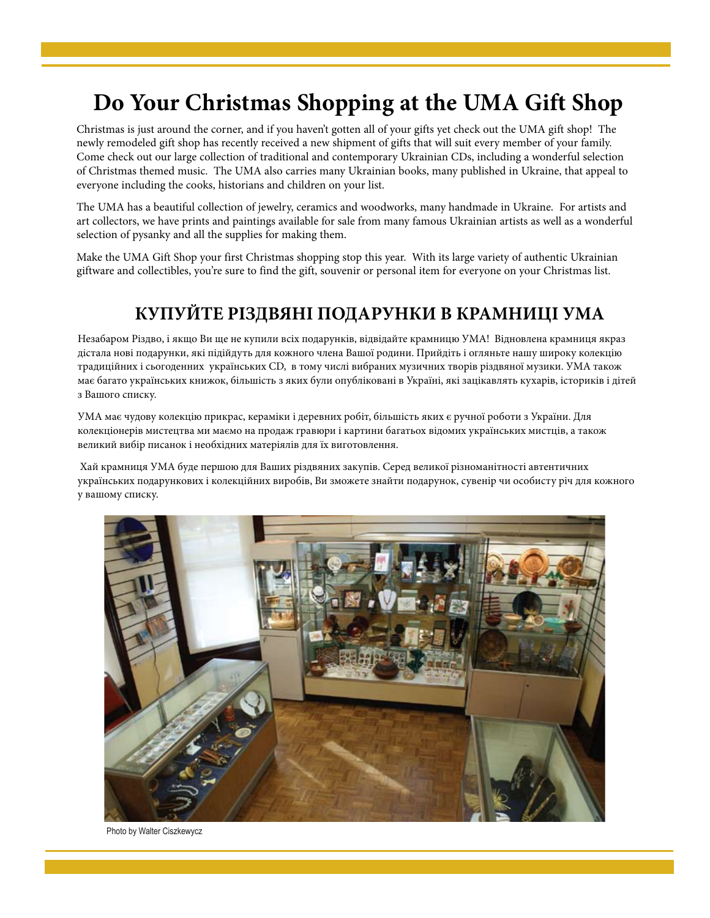# Do Your Christmas Shopping at the UMA Gift Shop

Christmas is just around the corner, and if you haven't gotten all of your gifts yet check out the UMA gift shop! The newly remodeled gift shop has recently received a new shipment of gifts that will suit every member of your family. Come check out our large collection of traditional and contemporary Ukrainian CDs, including a wonderful selection of Christmas themed music. The UMA also carries many Ukrainian books, many published in Ukraine, that appeal to everyone including the cooks, historians and children on your list.

The UMA has a beautiful collection of jewelry, ceramics and woodworks, many handmade in Ukraine. For artists and art collectors, we have prints and paintings available for sale from many famous Ukrainian artists as well as a wonderful selection of pysanky and all the supplies for making them.

Make the UMA Gift Shop your first Christmas shopping stop this year. With its large variety of authentic Ukrainian giftware and collectibles, you're sure to find the gift, souvenir or personal item for everyone on your Christmas list.

## КУПУЙТЕ РІЗДВЯНІ ПОДАРУНКИ В КРАМНИЦІ УМА

Незабаром Різдво, і якщо Ви ще не купили всіх подарунків, відвідайте крамницю УМА! Відновлена крамниця якраз дістала нові подарунки, які підійдуть для кожного члена Вашої родини. Прийдіть і огляньте нашу широку колекцію традиційних і сьогоденних українських CD, в тому числі вибраних музичних творів різдвяної музики. УМА також має багато українських книжок, більшість з яких були опубліковані в Україні, які зацікавлять кухарів, істориків і дітей з Вашого списку.

УМА має чудову колекцію прикрас, кераміки і деревних робіт, більшість яких є ручної роботи з України. Для колекціонерів мистецтва ми маємо на продаж гравюри і картини багатьох відомих українських мистців, а також великий вибір писанок і необхідних матеріялів для їх виготовлення.

Хай крамниця УМА буде першою для Ваших різдвяних закупів. Серед великої різноманітності автентичних українських подарункових і колекційних виробів, Ви зможете знайти подарунок, сувенір чи особисту річ для кожного у вашому списку.

Photo by Walter Ciszkewycz